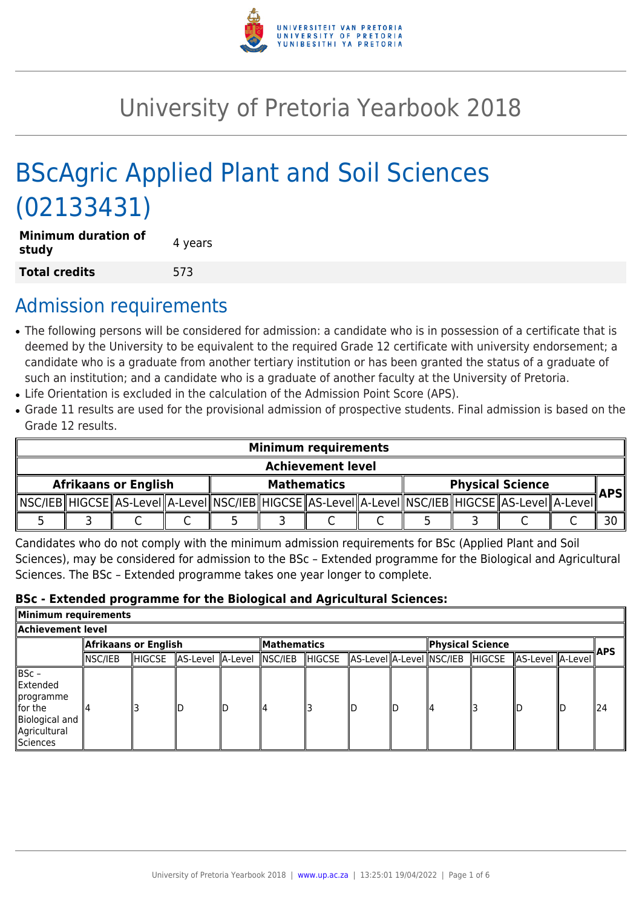# University of Pretoria Yearbook 2018

# BScAgric Applied Plant and Soil Sciences (02133431)

| | |
|---|---|
| **Minimum duration of study** | 4 years |
| **Total credits** | 573 |

## Admission requirements

- The following persons will be considered for admission: a candidate who is in possession of a certificate that is deemed by the University to be equivalent to the required Grade 12 certificate with university endorsement; a candidate who is a graduate from another tertiary institution or has been granted the status of a graduate of such an institution; and a candidate who is a graduate of another faculty at the University of Pretoria.
- Life Orientation is excluded in the calculation of the Admission Point Score (APS).
- Grade 11 results are used for the provisional admission of prospective students. Final admission is based on the Grade 12 results.

| Minimum requirements | | | | | | | | | | | | |
|---|---|---|---|---|---|---|---|---|---|---|---|---|
| Achievement level | | | | | | | | | | | | |
| Afrikaans or English | | | | Mathematics | | | | Physical Science | | | | APS |
| NSC/IEB | HIGCSE | AS-Level | A-Level | NSC/IEB | HIGCSE | AS-Level | A-Level | NSC/IEB | HIGCSE | AS-Level | A-Level | |
| 5 | 3 | C | C | 5 | 3 | C | C | 5 | 3 | C | C | 30 |

Candidates who do not comply with the minimum admission requirements for BSc (Applied Plant and Soil Sciences), may be considered for admission to the BSc – Extended programme for the Biological and Agricultural Sciences. The BSc – Extended programme takes one year longer to complete.

### BSc - Extended programme for the Biological and Agricultural Sciences:

| Minimum requirements | | | | | | | | | | | | | |
|---|---|---|---|---|---|---|---|---|---|---|---|---|---|
| Achievement level | | | | | | | | | | | | | |
| | Afrikaans or English | | | | Mathematics | | | | Physical Science | | | | APS |
| | NSC/IEB | HIGCSE | AS-Level | A-Level | NSC/IEB | HIGCSE | AS-Level | A-Level | NSC/IEB | HIGCSE | AS-Level | A-Level | |
| BSc – Extended programme for the Biological and Agricultural Sciences | 4 | 3 | D | D | 4 | 3 | D | D | 4 | 3 | D | D | 24 |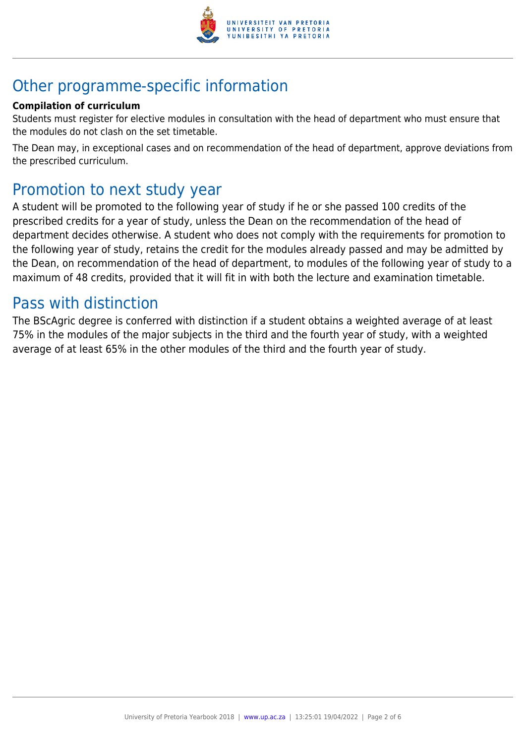## Other programme-specific information

**Compilation of curriculum**

Students must register for elective modules in consultation with the head of department who must ensure that the modules do not clash on the set timetable.

The Dean may, in exceptional cases and on recommendation of the head of department, approve deviations from the prescribed curriculum.

## Promotion to next study year

A student will be promoted to the following year of study if he or she passed 100 credits of the prescribed credits for a year of study, unless the Dean on the recommendation of the head of department decides otherwise. A student who does not comply with the requirements for promotion to the following year of study, retains the credit for the modules already passed and may be admitted by the Dean, on recommendation of the head of department, to modules of the following year of study to a maximum of 48 credits, provided that it will fit in with both the lecture and examination timetable.

## Pass with distinction

The BScAgric degree is conferred with distinction if a student obtains a weighted average of at least 75% in the modules of the major subjects in the third and the fourth year of study, with a weighted average of at least 65% in the other modules of the third and the fourth year of study.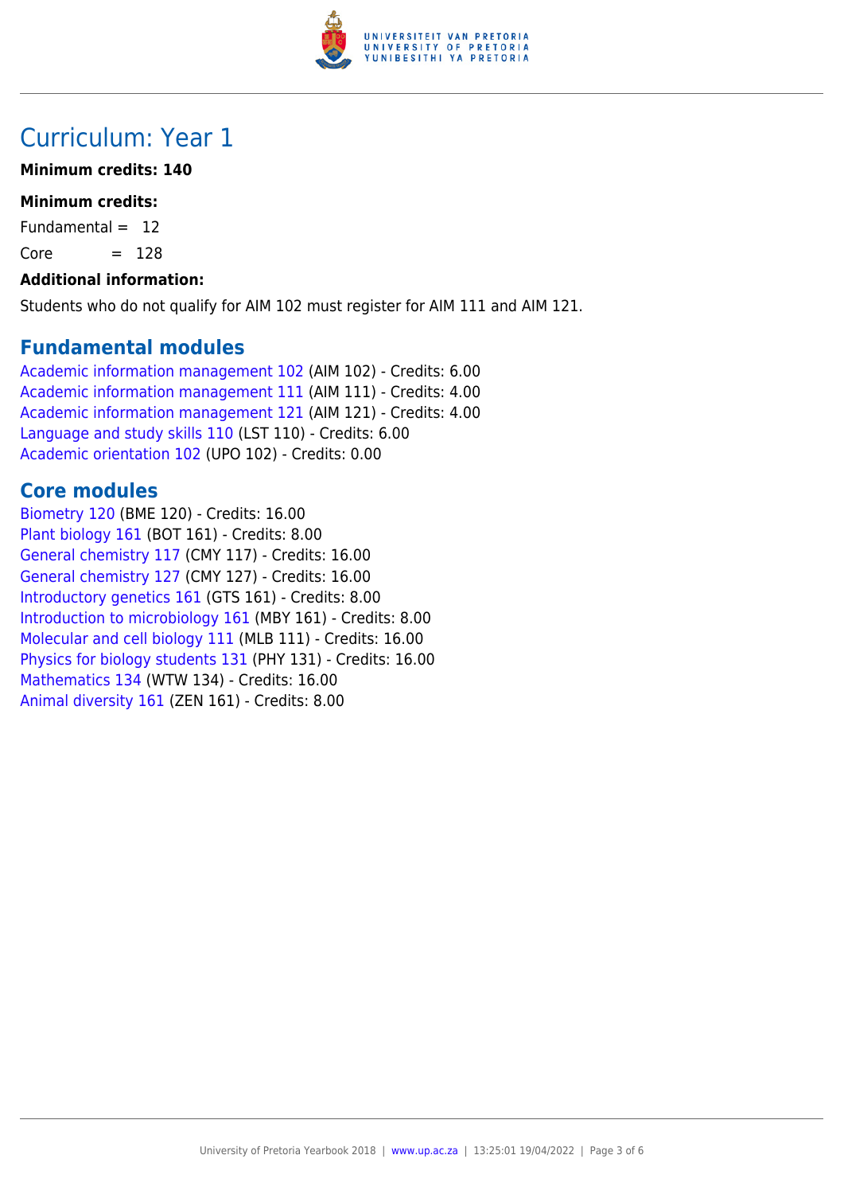# Curriculum: Year 1

**Minimum credits: 140**

**Minimum credits:**

Fundamental = 12

Core = 128

**Additional information:**

Students who do not qualify for AIM 102 must register for AIM 111 and AIM 121.

## Fundamental modules

Academic information management 102 (AIM 102) - Credits: 6.00
Academic information management 111 (AIM 111) - Credits: 4.00
Academic information management 121 (AIM 121) - Credits: 4.00
Language and study skills 110 (LST 110) - Credits: 6.00
Academic orientation 102 (UPO 102) - Credits: 0.00

## Core modules

Biometry 120 (BME 120) - Credits: 16.00
Plant biology 161 (BOT 161) - Credits: 8.00
General chemistry 117 (CMY 117) - Credits: 16.00
General chemistry 127 (CMY 127) - Credits: 16.00
Introductory genetics 161 (GTS 161) - Credits: 8.00
Introduction to microbiology 161 (MBY 161) - Credits: 8.00
Molecular and cell biology 111 (MLB 111) - Credits: 16.00
Physics for biology students 131 (PHY 131) - Credits: 16.00
Mathematics 134 (WTW 134) - Credits: 16.00
Animal diversity 161 (ZEN 161) - Credits: 8.00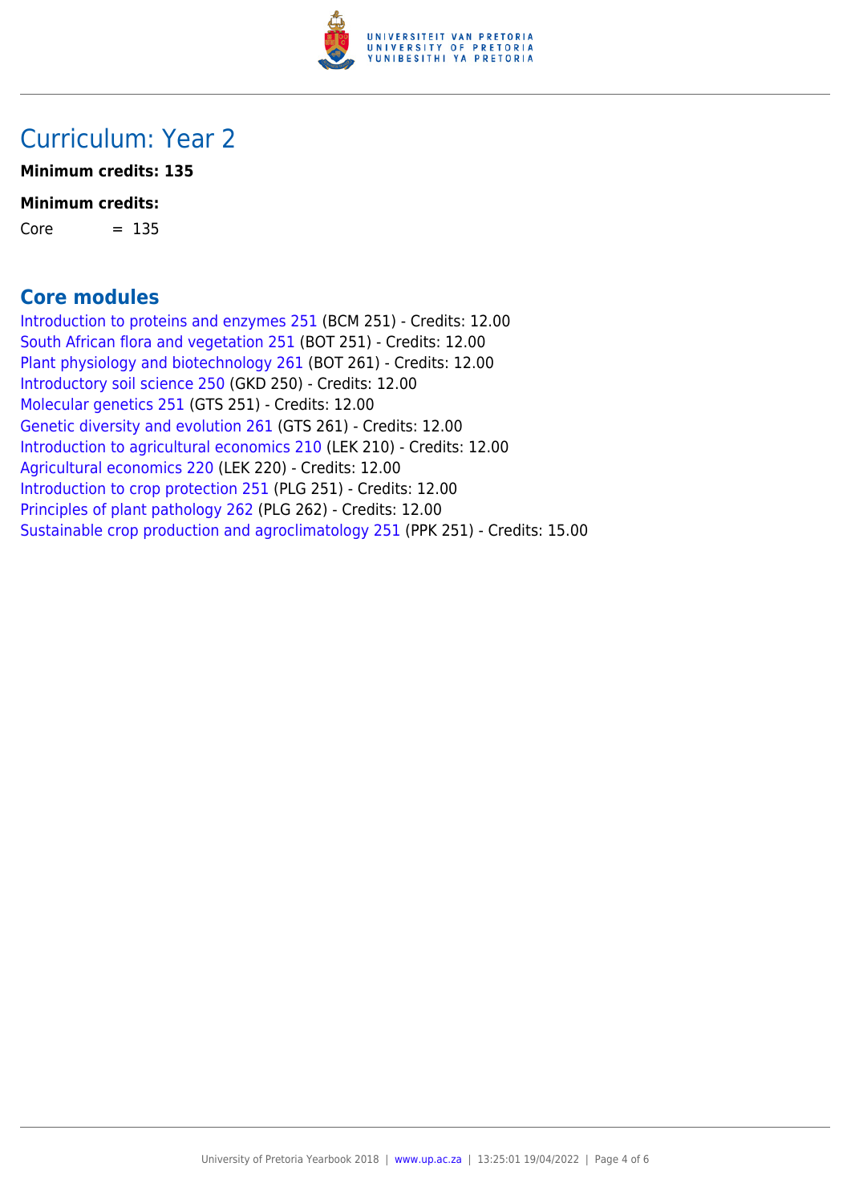# Curriculum: Year 2

**Minimum credits: 135**

**Minimum credits:**

Core = 135

## Core modules

Introduction to proteins and enzymes 251 (BCM 251) - Credits: 12.00
South African flora and vegetation 251 (BOT 251) - Credits: 12.00
Plant physiology and biotechnology 261 (BOT 261) - Credits: 12.00
Introductory soil science 250 (GKD 250) - Credits: 12.00
Molecular genetics 251 (GTS 251) - Credits: 12.00
Genetic diversity and evolution 261 (GTS 261) - Credits: 12.00
Introduction to agricultural economics 210 (LEK 210) - Credits: 12.00
Agricultural economics 220 (LEK 220) - Credits: 12.00
Introduction to crop protection 251 (PLG 251) - Credits: 12.00
Principles of plant pathology 262 (PLG 262) - Credits: 12.00
Sustainable crop production and agroclimatology 251 (PPK 251) - Credits: 15.00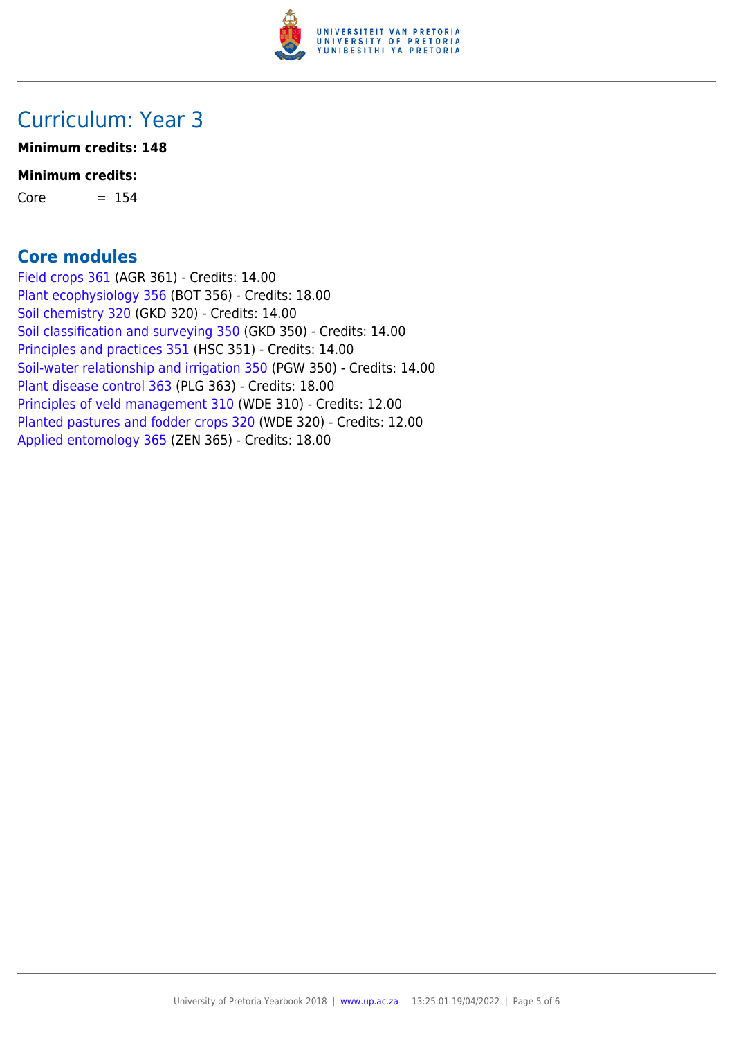# Curriculum: Year 3

**Minimum credits: 148**

**Minimum credits:**

Core = 154

## Core modules

Field crops 361 (AGR 361) - Credits: 14.00
Plant ecophysiology 356 (BOT 356) - Credits: 18.00
Soil chemistry 320 (GKD 320) - Credits: 14.00
Soil classification and surveying 350 (GKD 350) - Credits: 14.00
Principles and practices 351 (HSC 351) - Credits: 14.00
Soil-water relationship and irrigation 350 (PGW 350) - Credits: 14.00
Plant disease control 363 (PLG 363) - Credits: 18.00
Principles of veld management 310 (WDE 310) - Credits: 12.00
Planted pastures and fodder crops 320 (WDE 320) - Credits: 12.00
Applied entomology 365 (ZEN 365) - Credits: 18.00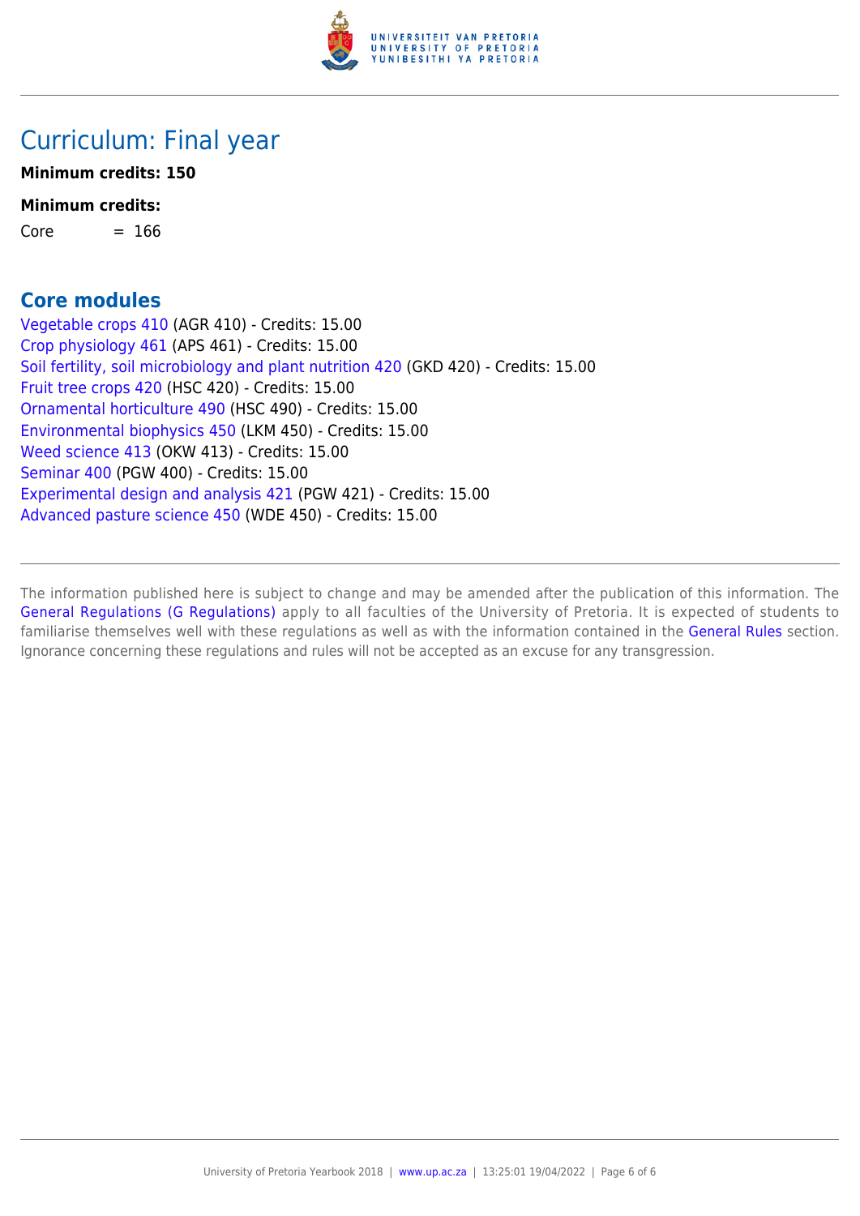# Curriculum: Final year

**Minimum credits: 150**

**Minimum credits:**

Core = 166

## Core modules

Vegetable crops 410 (AGR 410) - Credits: 15.00
Crop physiology 461 (APS 461) - Credits: 15.00
Soil fertility, soil microbiology and plant nutrition 420 (GKD 420) - Credits: 15.00
Fruit tree crops 420 (HSC 420) - Credits: 15.00
Ornamental horticulture 490 (HSC 490) - Credits: 15.00
Environmental biophysics 450 (LKM 450) - Credits: 15.00
Weed science 413 (OKW 413) - Credits: 15.00
Seminar 400 (PGW 400) - Credits: 15.00
Experimental design and analysis 421 (PGW 421) - Credits: 15.00
Advanced pasture science 450 (WDE 450) - Credits: 15.00

The information published here is subject to change and may be amended after the publication of this information. The General Regulations (G Regulations) apply to all faculties of the University of Pretoria. It is expected of students to familiarise themselves well with these regulations as well as with the information contained in the General Rules section. Ignorance concerning these regulations and rules will not be accepted as an excuse for any transgression.